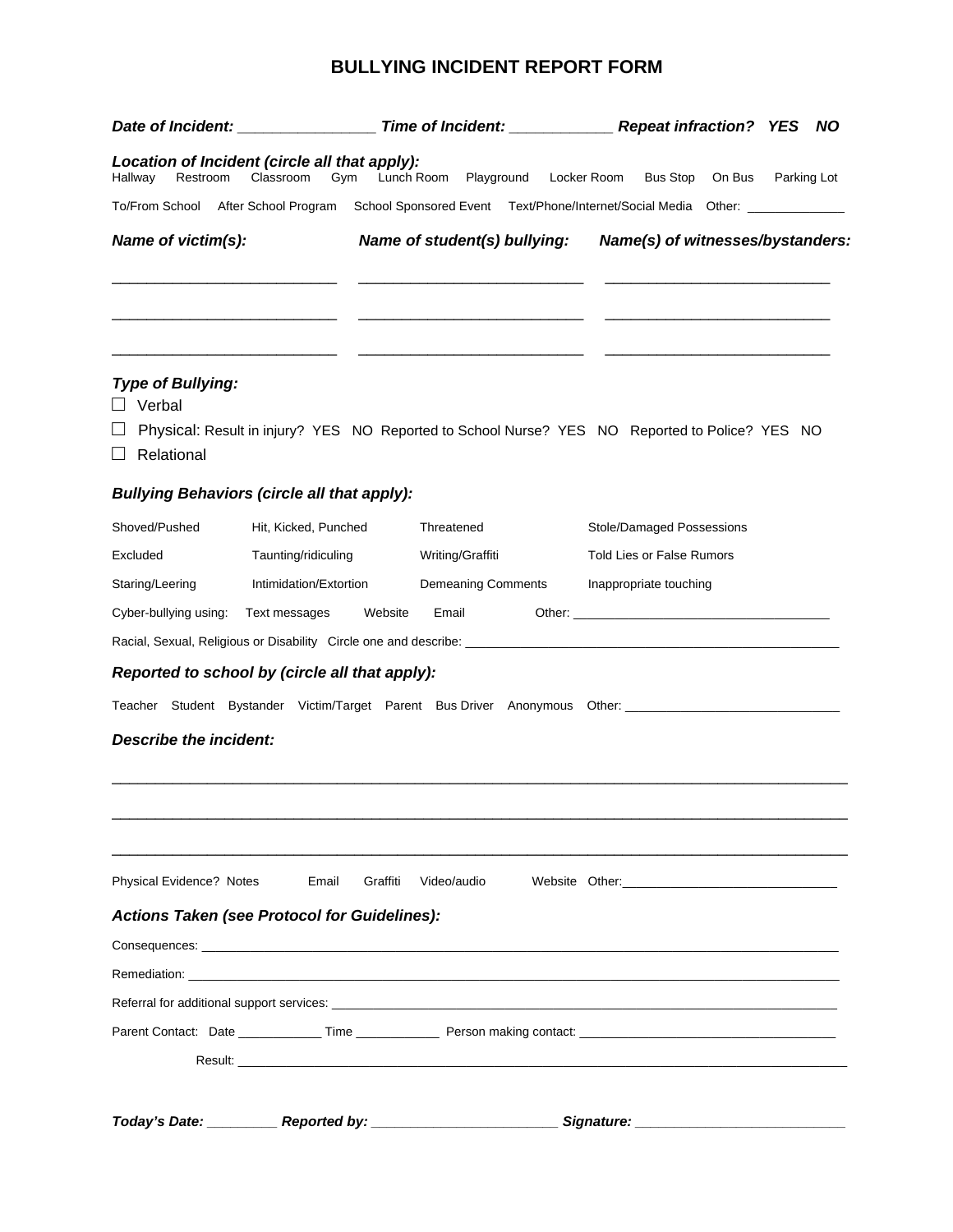# BULLYING INCIDENT REPORT FORM

***Date of Incident:*** ________________ ***Time of Incident:*** ____________ ***Repeat infraction? YES NO***

***Location of Incident (circle all that apply):***
Hallway Restroom Classroom Gym Lunch Room Playground Locker Room Bus Stop On Bus Parking Lot

To/From School After School Program School Sponsored Event Text/Phone/Internet/Social Media Other: ______________

| ***Name of victim(s):*** | ***Name of student(s) bullying:*** | ***Name(s) of witnesses/bystanders:*** |
|---|---|---|
| ____________________________ | ____________________________ | ____________________________ |
| ____________________________ | ____________________________ | ____________________________ |
| ____________________________ | ____________________________ | ____________________________ |

***Type of Bullying:***

☐ Verbal

☐ Physical: Result in injury? YES NO Reported to School Nurse? YES NO Reported to Police? YES NO

☐ Relational

***Bullying Behaviors (circle all that apply):***

| | | | |
|---|---|---|---|
| Shoved/Pushed | Hit, Kicked, Punched | Threatened | Stole/Damaged Possessions |
| Excluded | Taunting/ridiculing | Writing/Graffiti | Told Lies or False Rumors |
| Staring/Leering | Intimidation/Extortion | Demeaning Comments | Inappropriate touching |

Cyber-bullying using: Text messages Website Email Other: ____________________________________

Racial, Sexual, Religious or Disability Circle one and describe: ________________________________________________________

***Reported to school by (circle all that apply):***

Teacher Student Bystander Victim/Target Parent Bus Driver Anonymous Other: ______________________________

***Describe the incident:***

_____________________________________________________________________________________________

_____________________________________________________________________________________________

_____________________________________________________________________________________________

Physical Evidence? Notes Email Graffiti Video/audio Website Other: ______________________________

***Actions Taken (see Protocol for Guidelines):***

Consequences: _______________________________________________________________________________

Remediation: ________________________________________________________________________________

Referral for additional support services: ____________________________________________________________

Parent Contact: Date ____________ Time ____________ Person making contact: ____________________________________

Result: _______________________________________________________________________________

***Today's Date:*** _________ ***Reported by:*** ________________________ ***Signature:*** ___________________________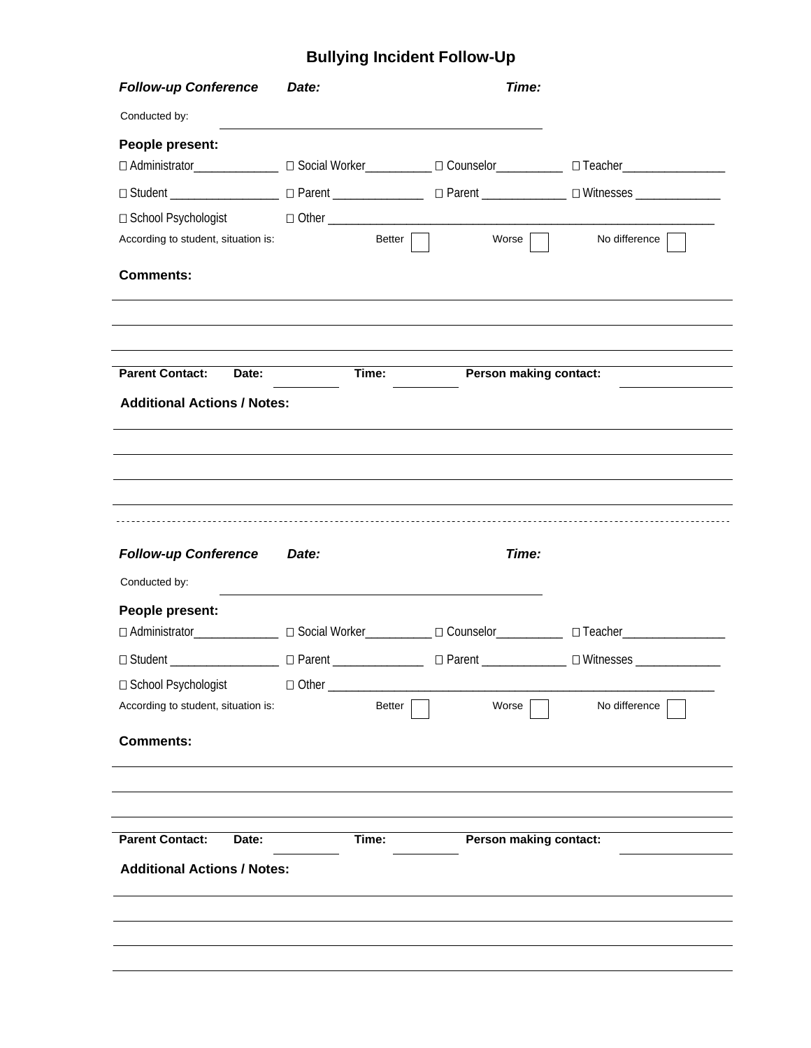# Bullying Incident Follow-Up

***Follow-up Conference*** ***Date:*** ***Time:***

Conducted by: ______________________________

**People present:**

☐ Administrator______________ ☐ Social Worker___________ ☐ Counselor___________ ☐ Teacher_________________

☐ Student __________________ ☐ Parent _______________ ☐ Parent ______________ ☐ Witnesses ______________

☐ School Psychologist ☐ Other ________________________________________________________________

According to student, situation is: Better ☐ Worse ☐ No difference ☐

**Comments:**

______________________________________________________________________

______________________________________________________________________

______________________________________________________________________

**Parent Contact:** **Date:** __________ **Time:** __________ **Person making contact:** ______________

**Additional Actions / Notes:**

______________________________________________________________________

______________________________________________________________________

______________________________________________________________________

______________________________________________________________________

---

***Follow-up Conference*** ***Date:*** ***Time:***

Conducted by: ______________________________

**People present:**

☐ Administrator______________ ☐ Social Worker___________ ☐ Counselor___________ ☐ Teacher_________________

☐ Student __________________ ☐ Parent _______________ ☐ Parent ______________ ☐ Witnesses ______________

☐ School Psychologist ☐ Other ________________________________________________________________

According to student, situation is: Better ☐ Worse ☐ No difference ☐

**Comments:**

______________________________________________________________________

______________________________________________________________________

______________________________________________________________________

**Parent Contact:** **Date:** __________ **Time:** __________ **Person making contact:** ______________

**Additional Actions / Notes:**

______________________________________________________________________

______________________________________________________________________

______________________________________________________________________

______________________________________________________________________